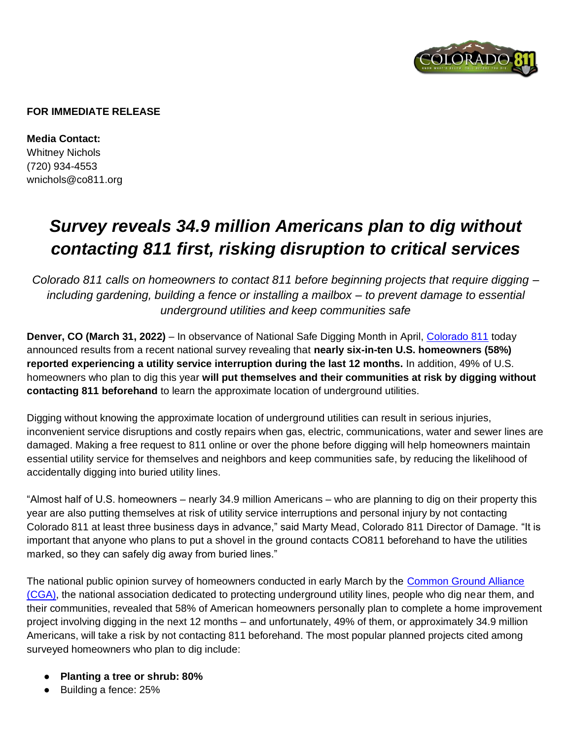**FOR IMMEDIATE RELEASE**

**Media Contact:**
Whitney Nichols
(720) 934-4553
wnichols@co811.org

# *Survey reveals 34.9 million Americans plan to dig without contacting 811 first, risking disruption to critical services*

*Colorado 811 calls on homeowners to contact 811 before beginning projects that require digging – including gardening, building a fence or installing a mailbox – to prevent damage to essential underground utilities and keep communities safe*

**Denver, CO (March 31, 2022)** – In observance of National Safe Digging Month in April, [Colorado 811]() today announced results from a recent national survey revealing that **nearly six-in-ten U.S. homeowners (58%) reported experiencing a utility service interruption during the last 12 months.** In addition, 49% of U.S. homeowners who plan to dig this year **will put themselves and their communities at risk by digging without contacting 811 beforehand** to learn the approximate location of underground utilities.

Digging without knowing the approximate location of underground utilities can result in serious injuries, inconvenient service disruptions and costly repairs when gas, electric, communications, water and sewer lines are damaged. Making a free request to 811 online or over the phone before digging will help homeowners maintain essential utility service for themselves and neighbors and keep communities safe, by reducing the likelihood of accidentally digging into buried utility lines.

"Almost half of U.S. homeowners – nearly 34.9 million Americans – who are planning to dig on their property this year are also putting themselves at risk of utility service interruptions and personal injury by not contacting Colorado 811 at least three business days in advance," said Marty Mead, Colorado 811 Director of Damage. "It is important that anyone who plans to put a shovel in the ground contacts CO811 beforehand to have the utilities marked, so they can safely dig away from buried lines."

The national public opinion survey of homeowners conducted in early March by the [Common Ground Alliance (CGA)](), the national association dedicated to protecting underground utility lines, people who dig near them, and their communities, revealed that 58% of American homeowners personally plan to complete a home improvement project involving digging in the next 12 months – and unfortunately, 49% of them, or approximately 34.9 million Americans, will take a risk by not contacting 811 beforehand. The most popular planned projects cited among surveyed homeowners who plan to dig include:

- **Planting a tree or shrub: 80%**
- Building a fence: 25%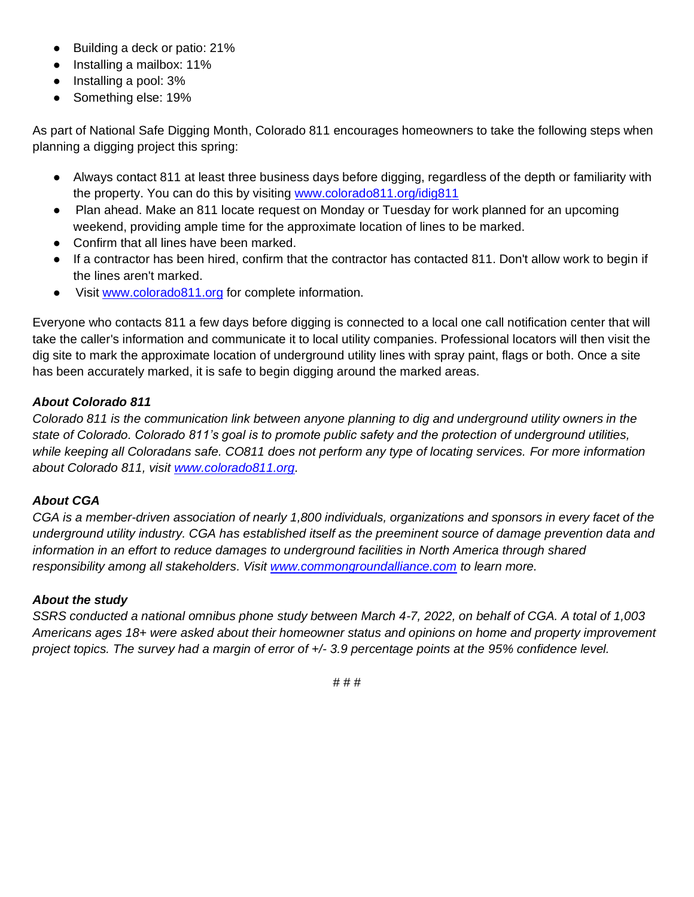- Building a deck or patio: 21%
- Installing a mailbox: 11%
- Installing a pool: 3%
- Something else: 19%

As part of National Safe Digging Month, Colorado 811 encourages homeowners to take the following steps when planning a digging project this spring:

- Always contact 811 at least three business days before digging, regardless of the depth or familiarity with the property. You can do this by visiting [www.colorado811.org/idig811](www.colorado811.org/idig811)
- Plan ahead. Make an 811 locate request on Monday or Tuesday for work planned for an upcoming weekend, providing ample time for the approximate location of lines to be marked.
- Confirm that all lines have been marked.
- If a contractor has been hired, confirm that the contractor has contacted 811. Don't allow work to begin if the lines aren't marked.
- Visit [www.colorado811.org](www.colorado811.org) for complete information.

Everyone who contacts 811 a few days before digging is connected to a local one call notification center that will take the caller's information and communicate it to local utility companies. Professional locators will then visit the dig site to mark the approximate location of underground utility lines with spray paint, flags or both. Once a site has been accurately marked, it is safe to begin digging around the marked areas.

***About Colorado 811***
*Colorado 811 is the communication link between anyone planning to dig and underground utility owners in the state of Colorado. Colorado 811's goal is to promote public safety and the protection of underground utilities, while keeping all Coloradans safe. CO811 does not perform any type of locating services. For more information about Colorado 811, visit [www.colorado811.org](www.colorado811.org).*

***About CGA***
*CGA is a member-driven association of nearly 1,800 individuals, organizations and sponsors in every facet of the underground utility industry. CGA has established itself as the preeminent source of damage prevention data and information in an effort to reduce damages to underground facilities in North America through shared responsibility among all stakeholders. Visit [www.commongroundalliance.com](www.commongroundalliance.com) to learn more.*

***About the study***
*SSRS conducted a national omnibus phone study between March 4-7, 2022, on behalf of CGA. A total of 1,003 Americans ages 18+ were asked about their homeowner status and opinions on home and property improvement project topics. The survey had a margin of error of +/- 3.9 percentage points at the 95% confidence level.*

# # #